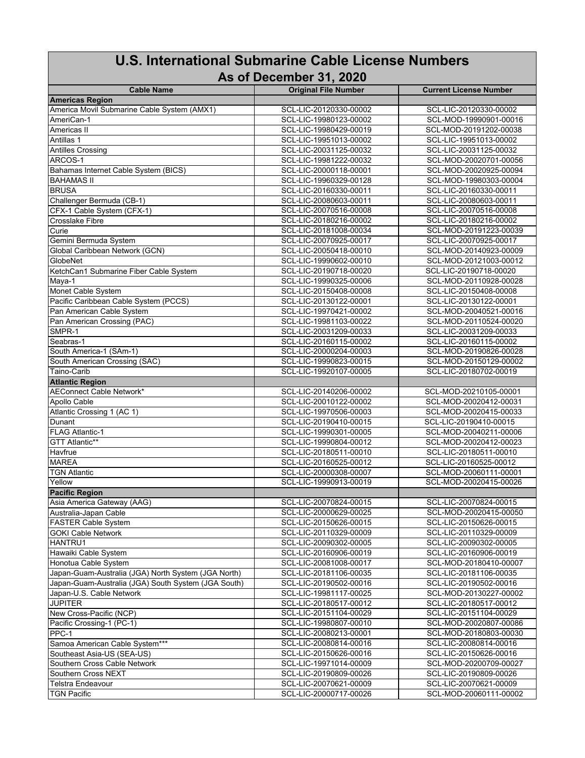# U.S. International Submarine Cable License Numbers

## As of December 31, 2020

| Cable Name | Original File Number | Current License Number |
|---|---|---|
| **Americas Region** | | |
| America Movil Submarine Cable System (AMX1) | SCL-LIC-20120330-00002 | SCL-LIC-20120330-00002 |
| AmeriCan-1 | SCL-LIC-19980123-00002 | SCL-MOD-19990901-00016 |
| Americas II | SCL-LIC-19980429-00019 | SCL-MOD-20191202-00038 |
| Antillas 1 | SCL-LIC-19951013-00002 | SCL-LIC-19951013-00002 |
| Antilles Crossing | SCL-LIC-20031125-00032 | SCL-LIC-20031125-00032 |
| ARCOS-1 | SCL-LIC-19981222-00032 | SCL-MOD-20020701-00056 |
| Bahamas Internet Cable System (BICS) | SCL-LIC-20000118-00001 | SCL-MOD-20020925-00094 |
| BAHAMAS II | SCL-LIC-19960329-00128 | SCL-MOD-19980303-00004 |
| BRUSA | SCL-LIC-20160330-00011 | SCL-LIC-20160330-00011 |
| Challenger Bermuda (CB-1) | SCL-LIC-20080603-00011 | SCL-LIC-20080603-00011 |
| CFX-1 Cable System (CFX-1) | SCL-LIC-20070516-00008 | SCL-LIC-20070516-00008 |
| Crosslake Fibre | SCL-LIC-20180216-00002 | SCL-LIC-20180216-00002 |
| Curie | SCL-LIC-20181008-00034 | SCL-MOD-20191223-00039 |
| Gemini Bermuda System | SCL-LIC-20070925-00017 | SCL-LIC-20070925-00017 |
| Global Caribbean Network (GCN) | SCL-LIC-20050418-00010 | SCL-MOD-20140923-00009 |
| GlobeNet | SCL-LIC-19990602-00010 | SCL-MOD-20121003-00012 |
| KetchCan1 Submarine Fiber Cable System | SCL-LIC-20190718-00020 | SCL-LIC-20190718-00020 |
| Maya-1 | SCL-LIC-19990325-00006 | SCL-MOD-20110928-00028 |
| Monet Cable System | SCL-LIC-20150408-00008 | SCL-LIC-20150408-00008 |
| Pacific Caribbean Cable System (PCCS) | SCL-LIC-20130122-00001 | SCL-LIC-20130122-00001 |
| Pan American Cable System | SCL-LIC-19970421-00002 | SCL-MOD-20040521-00016 |
| Pan American Crossing (PAC) | SCL-LIC-19981103-00022 | SCL-MOD-20110524-00020 |
| SMPR-1 | SCL-LIC-20031209-00033 | SCL-LIC-20031209-00033 |
| Seabras-1 | SCL-LIC-20160115-00002 | SCL-LIC-20160115-00002 |
| South America-1 (SAm-1) | SCL-LIC-20000204-00003 | SCL-MOD-20190826-00028 |
| South American Crossing (SAC) | SCL-LIC-19990823-00015 | SCL-MOD-20150129-00002 |
| Taino-Carib | SCL-LIC-19920107-00005 | SCL-LIC-20180702-00019 |
| **Atlantic Region** | | |
| AEConnect Cable Network* | SCL-LIC-20140206-00002 | SCL-MOD-20210105-00001 |
| Apollo Cable | SCL-LIC-20010122-00002 | SCL-MOD-20020412-00031 |
| Atlantic Crossing 1 (AC 1) | SCL-LIC-19970506-00003 | SCL-MOD-20020415-00033 |
| Dunant | SCL-LIC-20190410-00015 | SCL-LIC-20190410-00015 |
| FLAG Atlantic-1 | SCL-LIC-19990301-00005 | SCL-MOD-20040211-00006 |
| GTT Atlantic** | SCL-LIC-19990804-00012 | SCL-MOD-20020412-00023 |
| Havfrue | SCL-LIC-20180511-00010 | SCL-LIC-20180511-00010 |
| MAREA | SCL-LIC-20160525-00012 | SCL-LIC-20160525-00012 |
| TGN Atlantic | SCL-LIC-20000308-00007 | SCL-MOD-20060111-00001 |
| Yellow | SCL-LIC-19990913-00019 | SCL-MOD-20020415-00026 |
| **Pacific Region** | | |
| Asia America Gateway (AAG) | SCL-LIC-20070824-00015 | SCL-LIC-20070824-00015 |
| Australia-Japan Cable | SCL-LIC-20000629-00025 | SCL-MOD-20020415-00050 |
| FASTER Cable System | SCL-LIC-20150626-00015 | SCL-LIC-20150626-00015 |
| GOKI Cable Network | SCL-LIC-20110329-00009 | SCL-LIC-20110329-00009 |
| HANTRU1 | SCL-LIC-20090302-00005 | SCL-LIC-20090302-00005 |
| Hawaiki Cable System | SCL-LIC-20160906-00019 | SCL-LIC-20160906-00019 |
| Honotua Cable System | SCL-LIC-20081008-00017 | SCL-MOD-20180410-00007 |
| Japan-Guam-Australia (JGA) North System (JGA North) | SCL-LIC-20181106-00035 | SCL-LIC-20181106-00035 |
| Japan-Guam-Australia (JGA) South System (JGA South) | SCL-LIC-20190502-00016 | SCL-LIC-20190502-00016 |
| Japan-U.S. Cable Network | SCL-LIC-19981117-00025 | SCL-MOD-20130227-00002 |
| JUPITER | SCL-LIC-20180517-00012 | SCL-LIC-20180517-00012 |
| New Cross-Pacific (NCP) | SCL-LIC-20151104-00029 | SCL-LIC-20151104-00029 |
| Pacific Crossing-1 (PC-1) | SCL-LIC-19980807-00010 | SCL-MOD-20020807-00086 |
| PPC-1 | SCL-LIC-20080213-00001 | SCL-MOD-20180803-00030 |
| Samoa American Cable System*** | SCL-LIC-20080814-00016 | SCL-LIC-20080814-00016 |
| Southeast Asia-US (SEA-US) | SCL-LIC-20150626-00016 | SCL-LIC-20150626-00016 |
| Southern Cross Cable Network | SCL-LIC-19971014-00009 | SCL-MOD-20200709-00027 |
| Southern Cross NEXT | SCL-LIC-20190809-00026 | SCL-LIC-20190809-00026 |
| Telstra Endeavour | SCL-LIC-20070621-00009 | SCL-LIC-20070621-00009 |
| TGN Pacific | SCL-LIC-20000717-00026 | SCL-MOD-20060111-00002 |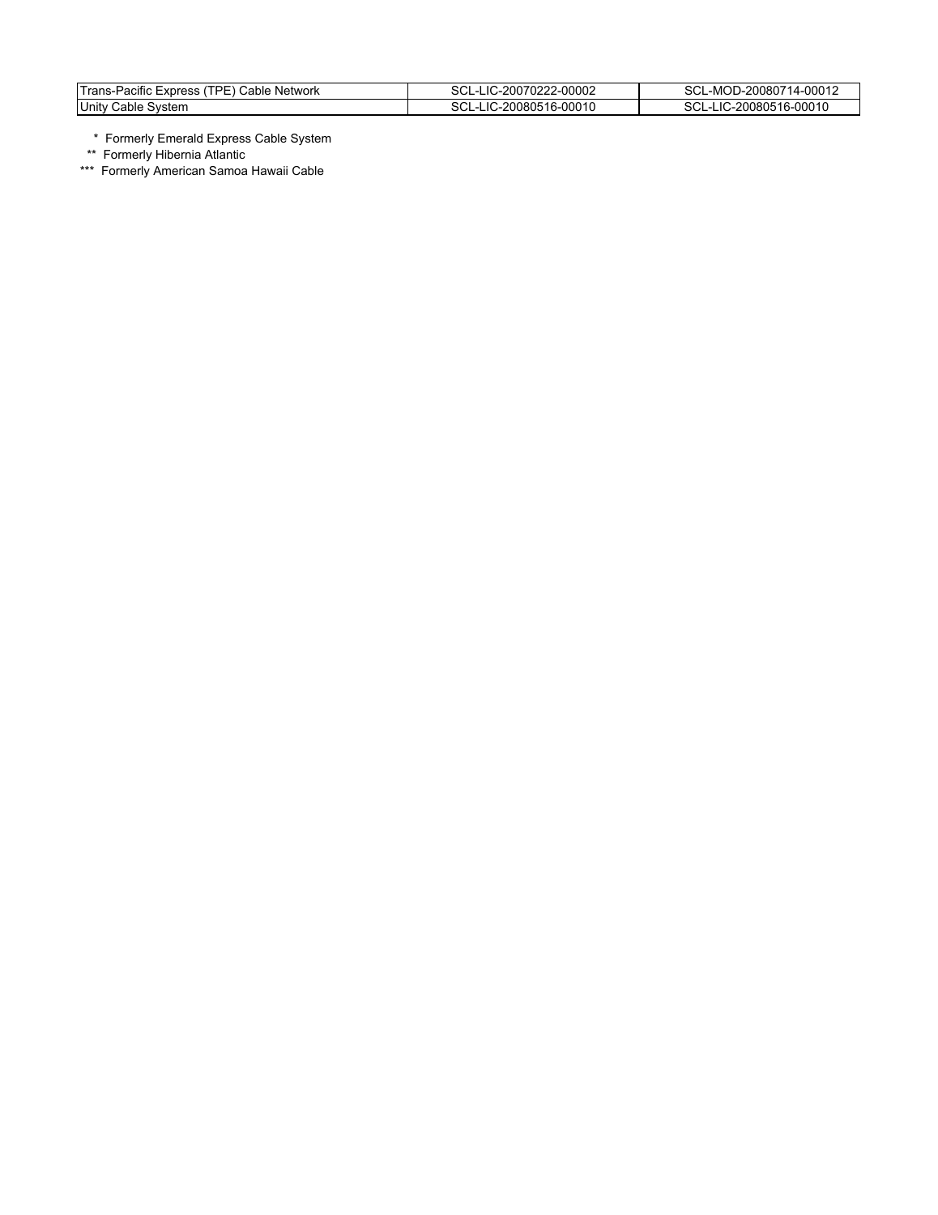| | | |
|---|---|---|
| Trans-Pacific Express (TPE) Cable Network | SCL-LIC-20070222-00002 | SCL-MOD-20080714-00012 |
| Unity Cable System | SCL-LIC-20080516-00010 | SCL-LIC-20080516-00010 |

\* Formerly Emerald Express Cable System

** Formerly Hibernia Atlantic

*** Formerly American Samoa Hawaii Cable